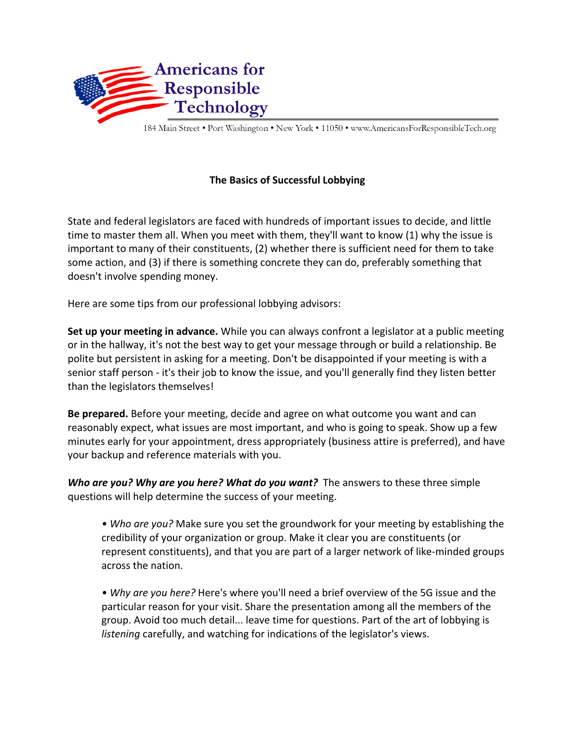Americans for Responsible Technology

184 Main Street • Port Washington • New York • 11050 • www.AmericansForResponsibleTech.org

**The Basics of Successful Lobbying**

State and federal legislators are faced with hundreds of important issues to decide, and little time to master them all. When you meet with them, they'll want to know (1) why the issue is important to many of their constituents, (2) whether there is sufficient need for them to take some action, and (3) if there is something concrete they can do, preferably something that doesn't involve spending money.

Here are some tips from our professional lobbying advisors:

**Set up your meeting in advance.** While you can always confront a legislator at a public meeting or in the hallway, it's not the best way to get your message through or build a relationship. Be polite but persistent in asking for a meeting. Don't be disappointed if your meeting is with a senior staff person - it's their job to know the issue, and you'll generally find they listen better than the legislators themselves!

**Be prepared.** Before your meeting, decide and agree on what outcome you want and can reasonably expect, what issues are most important, and who is going to speak. Show up a few minutes early for your appointment, dress appropriately (business attire is preferred), and have your backup and reference materials with you.

***Who are you? Why are you here? What do you want?*** The answers to these three simple questions will help determine the success of your meeting.

- *Who are you?* Make sure you set the groundwork for your meeting by establishing the credibility of your organization or group. Make it clear you are constituents (or represent constituents), and that you are part of a larger network of like-minded groups across the nation.

- *Why are you here?* Here's where you'll need a brief overview of the 5G issue and the particular reason for your visit. Share the presentation among all the members of the group. Avoid too much detail... leave time for questions. Part of the art of lobbying is *listening* carefully, and watching for indications of the legislator's views.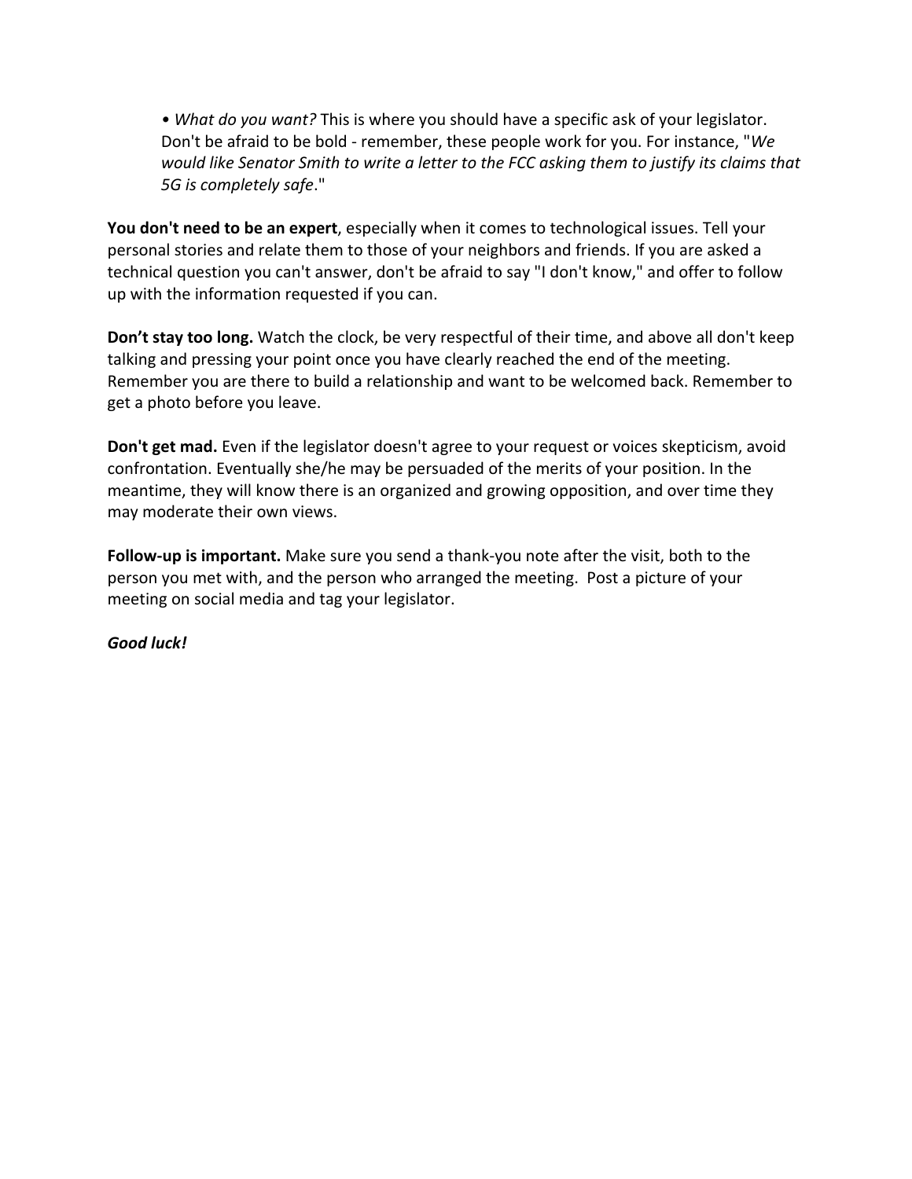- *What do you want?* This is where you should have a specific ask of your legislator. Don't be afraid to be bold - remember, these people work for you. For instance, "*We would like Senator Smith to write a letter to the FCC asking them to justify its claims that 5G is completely safe*."

**You don't need to be an expert**, especially when it comes to technological issues. Tell your personal stories and relate them to those of your neighbors and friends. If you are asked a technical question you can't answer, don't be afraid to say "I don't know," and offer to follow up with the information requested if you can.

**Don't stay too long.** Watch the clock, be very respectful of their time, and above all don't keep talking and pressing your point once you have clearly reached the end of the meeting. Remember you are there to build a relationship and want to be welcomed back. Remember to get a photo before you leave.

**Don't get mad.** Even if the legislator doesn't agree to your request or voices skepticism, avoid confrontation. Eventually she/he may be persuaded of the merits of your position. In the meantime, they will know there is an organized and growing opposition, and over time they may moderate their own views.

**Follow-up is important.** Make sure you send a thank-you note after the visit, both to the person you met with, and the person who arranged the meeting. Post a picture of your meeting on social media and tag your legislator.

***Good luck!***